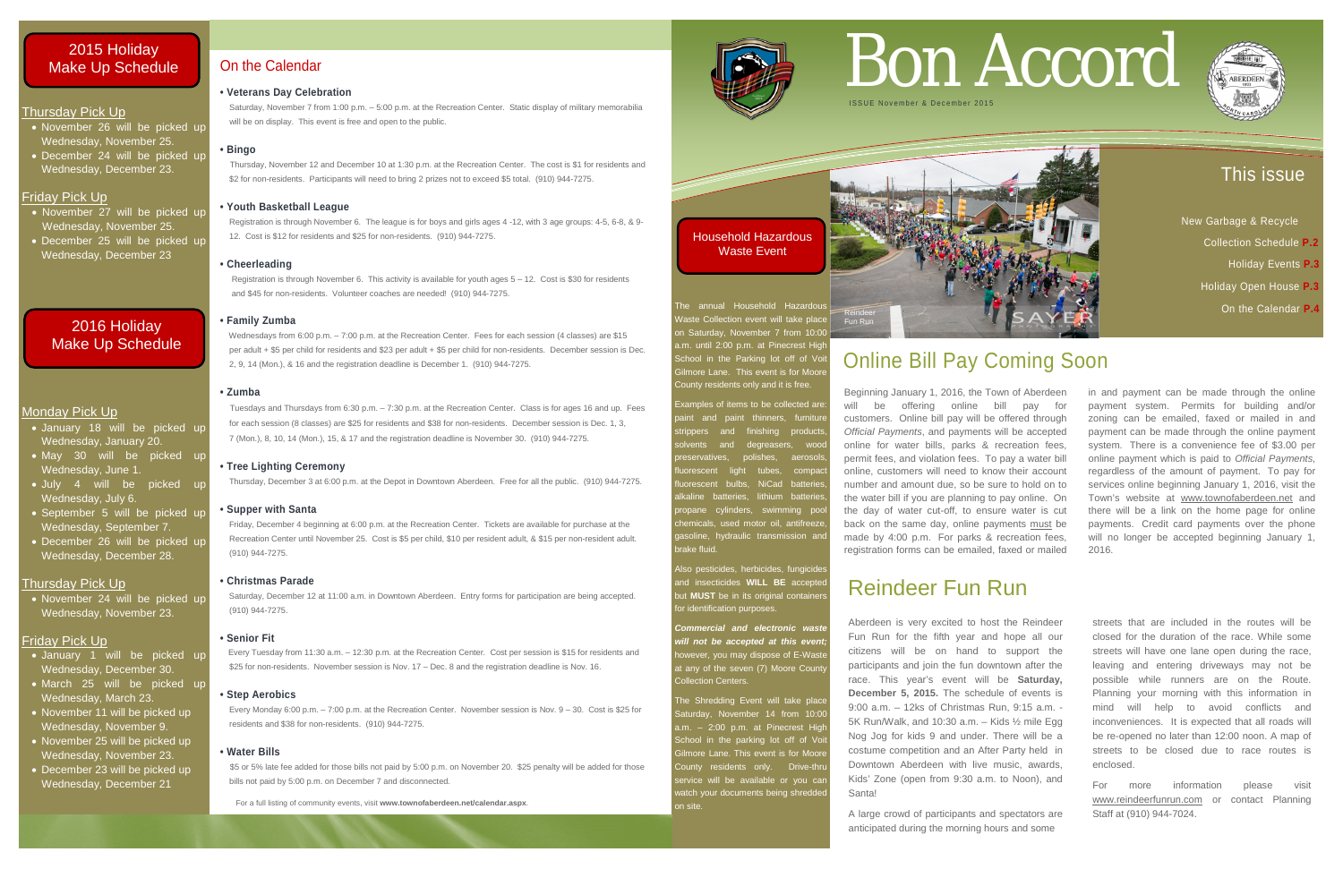# Bon Accord

ISSUE November & December 2015

## This issue

New Garbage & Recycle Collection Schedule **P.2**

Holiday Events **P.3**

Holiday Open House **P.3**

On the Calendar **P.4**

Reindeer Fun Run

## Household Hazardous Waste Event

The annual Household Hazardous Waste Collection event will take place on Saturday, November 7 from 10:00 a.m. until 2:00 p.m. at Pinecrest High School in the Parking lot off of Voit Gilmore Lane. This event is for Moore County residents only and it is free.

Examples of items to be collected are: paint and paint thinners, furniture strippers and finishing products, solvents and degreasers, wood preservatives, polishes, aerosols, fluorescent light tubes, compact fluorescent bulbs, NiCad batteries, alkaline batteries, lithium batteries, propane cylinders, swimming pool chemicals, used motor oil, antifreeze, gasoline, hydraulic transmission and brake fluid.

Also pesticides, herbicides, fungicides and insecticides **WILL BE** accepted but **MUST** be in its original containers for identification purposes.

***Commercial and electronic waste will not be accepted at this event;*** however, you may dispose of E-Waste at any of the seven (7) Moore County Collection Centers.

The Shredding Event will take place Saturday, November 14 from 10:00 a.m. – 2:00 p.m. at Pinecrest High School in the parking lot off of Voit Gilmore Lane. This event is for Moore County residents only. Drive-thru service will be available or you can watch your documents being shredded on site.

## Online Bill Pay Coming Soon

Beginning January 1, 2016, the Town of Aberdeen will be offering online bill pay for customers. Online bill pay will be offered through *Official Payments*, and payments will be accepted online for water bills, parks & recreation fees, permit fees, and violation fees. To pay a water bill online, customers will need to know their account number and amount due, so be sure to hold on to the water bill if you are planning to pay online. On the day of water cut-off, to ensure water is cut back on the same day, online payments must be made by 4:00 p.m. For parks & recreation fees, registration forms can be emailed, faxed or mailed in and payment can be made through the online payment system. Permits for building and/or zoning can be emailed, faxed or mailed in and payment can be made through the online payment system. There is a convenience fee of $3.00 per online payment which is paid to *Official Payments*, regardless of the amount of payment. To pay for services online beginning January 1, 2016, visit the Town's website at www.townofaberdeen.net and there will be a link on the home page for online payments. Credit card payments over the phone will no longer be accepted beginning January 1, 2016.

## Reindeer Fun Run

Aberdeen is very excited to host the Reindeer Fun Run for the fifth year and hope all our citizens will be on hand to support the participants and join the fun downtown after the race. This year's event will be **Saturday, December 5, 2015.** The schedule of events is 9:00 a.m. – 12ks of Christmas Run, 9:15 a.m. - 5K Run/Walk, and 10:30 a.m. – Kids ½ mile Egg Nog Jog for kids 9 and under. There will be a costume competition and an After Party held in Downtown Aberdeen with live music, awards, Kids' Zone (open from 9:30 a.m. to Noon), and Santa!

A large crowd of participants and spectators are anticipated during the morning hours and some streets that are included in the routes will be closed for the duration of the race. While some streets will have one lane open during the race, leaving and entering driveways may not be possible while runners are on the Route. Planning your morning with this information in mind will help to avoid conflicts and inconveniences. It is expected that all roads will be re-opened no later than 12:00 noon. A map of streets to be closed due to race routes is enclosed.

For more information please visit www.reindeerfunrun.com or contact Planning Staff at (910) 944-7024.

## 2015 Holiday Make Up Schedule

### Thursday Pick Up

- November 26 will be picked up Wednesday, November 25.
- December 24 will be picked up Wednesday, December 23.

### Friday Pick Up

- November 27 will be picked up Wednesday, November 25.
- December 25 will be picked up Wednesday, December 23

## 2016 Holiday Make Up Schedule

### Monday Pick Up

- January 18 will be picked up Wednesday, January 20.
- May 30 will be picked up Wednesday, June 1.
- July 4 will be picked up Wednesday, July 6.
- September 5 will be picked up Wednesday, September 7.
- December 26 will be picked up Wednesday, December 28.

### Thursday Pick Up

- November 24 will be picked up Wednesday, November 23.

### Friday Pick Up

- January 1 will be picked up Wednesday, December 30.
- March 25 will be picked up Wednesday, March 23.
- November 11 will be picked up Wednesday, November 9.
- November 25 will be picked up Wednesday, November 23.
- December 23 will be picked up Wednesday, December 21

## On the Calendar

**• Veterans Day Celebration**

Saturday, November 7 from 1:00 p.m. – 5:00 p.m. at the Recreation Center. Static display of military memorabilia will be on display. This event is free and open to the public.

**• Bingo**

Thursday, November 12 and December 10 at 1:30 p.m. at the Recreation Center. The cost is $1 for residents and $2 for non-residents. Participants will need to bring 2 prizes not to exceed $5 total. (910) 944-7275.

**• Youth Basketball League**

Registration is through November 6. The league is for boys and girls ages 4 -12, with 3 age groups: 4-5, 6-8, & 9-12. Cost is $12 for residents and $25 for non-residents. (910) 944-7275.

**• Cheerleading**

Registration is through November 6. This activity is available for youth ages 5 – 12. Cost is $30 for residents and $45 for non-residents. Volunteer coaches are needed! (910) 944-7275.

**• Family Zumba**

Wednesdays from 6:00 p.m. – 7:00 p.m. at the Recreation Center. Fees for each session (4 classes) are $15 per adult + $5 per child for residents and $23 per adult + $5 per child for non-residents. December session is Dec. 2, 9, 14 (Mon.), & 16 and the registration deadline is December 1. (910) 944-7275.

**• Zumba**

Tuesdays and Thursdays from 6:30 p.m. – 7:30 p.m. at the Recreation Center. Class is for ages 16 and up. Fees for each session (8 classes) are $25 for residents and $38 for non-residents. December session is Dec. 1, 3, 7 (Mon.), 8, 10, 14 (Mon.), 15, & 17 and the registration deadline is November 30. (910) 944-7275.

**• Tree Lighting Ceremony**

Thursday, December 3 at 6:00 p.m. at the Depot in Downtown Aberdeen. Free for all the public. (910) 944-7275.

**• Supper with Santa**

Friday, December 4 beginning at 6:00 p.m. at the Recreation Center. Tickets are available for purchase at the Recreation Center until November 25. Cost is $5 per child, $10 per resident adult, & $15 per non-resident adult. (910) 944-7275.

**• Christmas Parade**

Saturday, December 12 at 11:00 a.m. in Downtown Aberdeen. Entry forms for participation are being accepted. (910) 944-7275.

**• Senior Fit**

Every Tuesday from 11:30 a.m. – 12:30 p.m. at the Recreation Center. Cost per session is $15 for residents and $25 for non-residents. November session is Nov. 17 – Dec. 8 and the registration deadline is Nov. 16.

**• Step Aerobics**

Every Monday 6:00 p.m. – 7:00 p.m. at the Recreation Center. November session is Nov. 9 – 30. Cost is $25 for residents and $38 for non-residents. (910) 944-7275.

**• Water Bills**

$5 or 5% late fee added for those bills not paid by 5:00 p.m. on November 20. $25 penalty will be added for those bills not paid by 5:00 p.m. on December 7 and disconnected.

For a full listing of community events, visit **www.townofaberdeen.net/calendar.aspx**.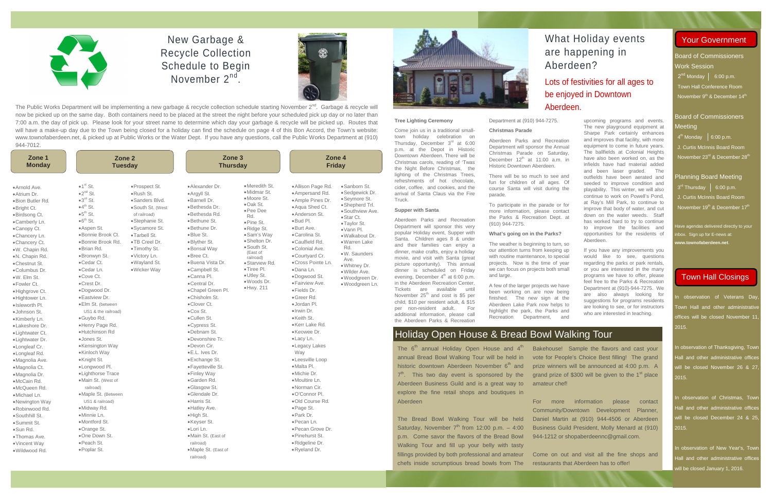# New Garbage & Recycle Collection Schedule to Begin November 2nd.

The Public Works Department will be implementing a new garbage & recycle collection schedule starting November 2nd. Garbage & recycle will now be picked up on the same day. Both containers need to be placed at the street the night before your scheduled pick up day or no later than 7:00 a.m. the day of pick up. Please look for your street name to determine which day your garbage & recycle will be picked up. Routes that will have a make-up day due to the Town being closed for a holiday can find the schedule on page 4 of this Bon Accord, the Town's website: www.townofaberdeen.net, & picked up at Public Works or the Water Dept. If you have any questions, call the Public Works Department at (910) 944-7012.

## Zone 1 Monday

- Arnold Ave.
- Atrium Dr.
- Bion Butler Rd.
- Bright Ct.
- Birdsong Ct.
- Camberly Ln.
- Canopy Ct.
- Chancery Ln.
- Chancery Ct.
- W. Chapin Rd.
- N. Chapin Rd.
- Chestnut St.
- Columbus Dr.
- W. Elm St.
- Fowler Ct.
- Highgrove Ct.
- Hightower Ln.
- Isleworth Pl.
- Johnson St.
- Kimberly Ln.
- Lakeshore Dr.
- Lightwater Ct.
- Lightwater Dr.
- Longleaf Cr.
- Longleaf Rd.
- Magnolia Ave.
- Magnolia Ct.
- Magnolia Dr.
- McCain Rd.
- McQueen Rd.
- Michael Ln.
- Newington Way
- Robinwood Rd.
- Southhill St.
- Summit St.
- Sun Rd.
- Thomas Ave.
- Vincent Way
- Wildwood Rd.

## Zone 2 Tuesday

- 1st St.
- 2nd St.
- 3rd St.
- 4th St.
- 5th St.
- 6th St.
- Aspen St.
- Bonnie Brook Ct.
- Bonnie Brook Rd.
- Brian Rd.
- Bronwyn St.
- Cedar Ct.
- Cedar Ln.
- Cove Ct.
- Crest Dr.
- Dogwood Dr.
- Eastview Dr.
- Elm St. (between US1 & the railroad)
- Guybo Rd.
- Henry Page Rd.
- Hutchinson Rd
- Jones St.
- Kensington Way
- Kinloch Way
- Knight St.
- Longwood Pl.
- Lighthorse Trace
- Main St. (West of railroad)
- Maple St. (Between US1 & railroad)
- Midway Rd.
- Minnie Ln.
- Montford St.
- Orange St.
- One Down St.
- Peach St.
- Poplar St.
- Prospect St.
- Rush St.
- Sanders Blvd.
- South St. (West of railroad)
- Stephanie St.
- Sycamore St.
- Tarbell St.
- TB Creel Dr.
- Timothy St.
- Victory Ln.
- Wayland St.
- Wicker Way

## Zone 3 Thursday

- Alexander Dr.
- Argyll St.
- Barnell Dr.
- Bethesda Dr.
- Bethesda Rd.
- Bethune St.
- Bethune Dr.
- Blue St.
- Blyther St.
- Bonsal Way
- Bree Ct.
- Buena Vista Dr.
- Campbell St.
- Canna Pl.
- Central Dr.
- Chapel Green Pl.
- Chisholm St.
- Clover Ct.
- Cox St.
- Cullen St.
- Cypress St.
- Debnam St.
- Devonshire Tr.
- Devon Cir.
- E.L. Ives Dr.
- Exchange St.
- Fayetteville St.
- Finley Way
- Garden Rd.
- Glasgow St.
- Glendale Dr.
- Harris St.
- Hatley Ave.
- High St.
- Keyser St.
- Lori Ln.
- Main St. (East of railroad)
- Maple St. (East of railroad)
- Meredith St.
- Midmar St.
- Moore St.
- Oak St.
- Pee Dee Rd.
- Pine St.
- Ridge St.
- Sam's Way
- Shelton Dr.
- South St. (East of railroad)
- Starview Rd.
- Tiree Pl.
- Utley St.
- Woods Dr.
- Hwy. 211

## Zone 4 Friday

- Allison Page Rd.
- Ampersand Rd.
- Ample Pines Dr.
- Aqua Shed Ct.
- Anderson St.
- Bud Pl.
- Burt Ave.
- Carolina St.
- Caulfield Rd.
- Colonial Ave.
- Courtyard Cr.
- Cross Pointe Ln.
- Dana Ln.
- Dogwood St.
- Fairview Ave.
- Fields Dr.
- Greer Rd.
- Jordan Pl.
- Irwin Dr.
- Keith St.
- Kerr Lake Rd.
- Keowee Dr.
- Lacy Ln.
- Legacy Lakes Way
- Leesville Loop
- Malta Pl.
- Michie Dr.
- Moultire Ln.
- Norman Cir.
- O'Connor Pl.
- Old Course Rd.
- Page St.
- Park Dr.
- Pecan Ln.
- Pecan Grove Dr.
- Pinehurst St.
- Ridgeline Dr.
- Ryeland Dr.
- Sanborn St.
- Sedgewick Dr.
- Seymore St.
- Shepherd Trl.
- Southview Ave.
- Star Ct.
- Taylor St.
- Vann Pl.
- Walkabout Dr.
- Warren Lake Rd.
- W. Saunders Ave.
- Whitney Dr.
- Wilder Ave.
- Woodgreen Dr.
- Woodgreen Ln.

# What Holiday events are happening in Aberdeen?

## Lots of festivities for all ages to be enjoyed in Downtown Aberdeen.

### Tree Lighting Ceremony

Come join us in a traditional small-town holiday celebration on Thursday, December 3rd at 6:00 p.m. at the Depot in Historic Downtown Aberdeen. There will be Christmas carols, reading of 'Twas the Night Before Christmas, the lighting of the Christmas Trees, refreshments of hot chocolate, cider, coffee, and cookies, and the arrival of Santa Claus via the Fire Truck.

### Supper with Santa

Aberdeen Parks and Recreation Department will sponsor this very popular Holiday event, Supper with Santa. Children ages 8 & under and their families can enjoy a dinner, make crafts, enjoy a holiday movie, and visit with Santa (great picture opportunity). This annual dinner is scheduled on Friday evening, December 4th at 6:00 p.m. in the Aberdeen Recreation Center. Tickets are available until November 25th and cost is $5 per child, $10 per resident adult, & $15 per non-resident adult. For additional information, please call the Aberdeen Parks & Recreation Department at (910) 944-7275.

### Christmas Parade

Aberdeen Parks and Recreation Department will sponsor the Annual Christmas Parade on Saturday, December 12th at 11:00 a.m. in Historic Downtown Aberdeen.

There will be so much to see and fun for children of all ages. Of course Santa will visit during the parade.

To participate in the parade or for more information, please contact the Parks & Recreation Dept. at (910) 944-7275.

### What's going on in the Parks?

The weather is beginning to turn, so our attention turns from keeping up with routine maintenance, to special projects. Now is the time of year we can focus on projects both small and large.

A few of the larger projects we have been working on are now being finished. The new sign at the Aberdeen Lake Park now helps to highlight the park, the Parks and Recreation Department, and upcoming programs and events. The new playground equipment at Sharpe Park certainly enhances and improves that facility, with more equipment to come in future years. The ballfields at Colonial Heights have also been worked on, as the infields have had material added and been laser graded. The outfields have been aerated and seeded to improve condition and playability. This winter, we will also continue to work on Powell's Pond, at Ray's Mill Park, to continue to improve that body of water and cut down on the water weeds. Staff has worked hard to try to continue to improve the facilities and opportunities for the residents of Aberdeen.

If you have any improvements you would like to see, questions regarding the parks or park rentals, or you are interested in the many programs we have to offer, please feel free to the Parks & Recreation Department at (910)-944-7275. We are also always looking for suggestions for programs residents are looking to see, or for instructors who are interested in teaching.

# Holiday Open House & Bread Bowl Walking Tour

The 6th annual Holiday Open House and 4th annual Bread Bowl Walking Tour will be held in historic downtown Aberdeen November 6th and 7th. This two day event is sponsored by the Aberdeen Business Guild and is a great way to explore the fine retail shops and boutiques in Aberdeen

The Bread Bowl Walking Tour will be held Saturday, November 7th from 12:00 p.m. – 4:00 p.m. Come savor the flavors of the Bread Bowl Walking Tour and fill up your belly with tasty fillings provided by both professional and amateur chefs inside scrumptious bread bowls from The Bakehouse! Sample the flavors and cast your vote for People's Choice Best filling! The grand prize winners will be announced at 4:00 p.m. A grand prize of $300 will be given to the 1st place amateur chef!

For more information please contact Community/Downtown Development Planner, Daniel Martin at (910) 944-4506 or Aberdeen Business Guild President, Molly Menard at (910) 944-1212 or shopaberdeennc@gmail.com.

Come on out and visit all the fine shops and restaurants that Aberdeen has to offer!

# Your Government

**Board of Commissioners Work Session**

2nd Monday | 6:00 p.m.

Town Hall Conference Room

November 9th & December 14th

**Board of Commissioners Meeting**

4th Monday | 6:00 p.m.

J. Curtis McInnis Board Room

November 23rd & December 28th

**Planning Board Meeting**

3rd Thursday | 6:00 p.m.

J. Curtis McInnis Board Room

November 19th & December 17th

Have agendas delivered directly to your inbox. Sign up for E-news at: **www.townofaberdeen.net**.

# Town Hall Closings

In observation of Veterans Day, Town Hall and other administrative offices will be closed November 11, 2015.

In observation of Thanksgiving, Town Hall and other administrative offices will be closed November 26 & 27, 2015.

In observation of Christmas, Town Hall and other administrative offices will be closed December 24 & 25, 2015.

In observation of New Year's, Town Hall and other administrative offices will be closed January 1, 2016.